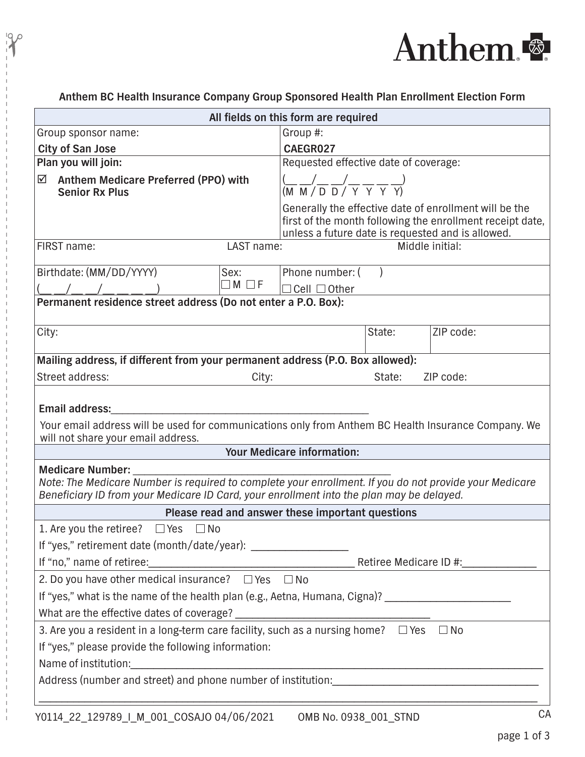Anthem

**Anthem BC Health Insurance Company Group Sponsored Health Plan Enrollment Election Form**

**All fields on this form are required**

| Group sponsor name: | Group #: |
|---|---|
| **City of San Jose** | **CAEGR027** |
| **Plan you will join:** ☑ **Anthem Medicare Preferred (PPO) with Senior Rx Plus** | Requested effective date of coverage: (__ __/__ __/__ __ __ __) (M M / D D / Y Y Y Y) Generally the effective date of enrollment will be the first of the month following the enrollment receipt date, unless a future date is requested and is allowed. |

| FIRST name: | LAST name: | Middle initial: |
|---|---|---|
| | | |

| Birthdate: (MM/DD/YYYY) | Sex: | Phone number: ( ) |
|---|---|---|
| (__ __/__ __/__ __ __ __) | ☐ M ☐ F | ☐ Cell ☐ Other |

**Permanent residence street address (Do not enter a P.O. Box):**

| City: | State: | ZIP code: |
|---|---|---|
| | | |

**Mailing address, if different from your permanent address (P.O. Box allowed):**

| Street address: | City: | State: | ZIP code: |
|---|---|---|---|
| | | | |

**Email address:**_______________________________________________

Your email address will be used for communications only from Anthem BC Health Insurance Company. We will not share your email address.

**Your Medicare information:**

**Medicare Number:** _______________________________________________

*Note: The Medicare Number is required to complete your enrollment. If you do not provide your Medicare Beneficiary ID from your Medicare ID Card, your enrollment into the plan may be delayed.*

**Please read and answer these important questions**

1. Are you the retiree? ☐ Yes ☐ No

If "yes," retirement date (month/date/year): _________________

If "no," name of retiree:_______________________________________ Retiree Medicare ID #:_____________

2. Do you have other medical insurance? ☐ Yes ☐ No

If "yes," what is the name of the health plan (e.g., Aetna, Humana, Cigna)? ______________________

What are the effective dates of coverage? ___________________________________

3. Are you a resident in a long-term care facility, such as a nursing home? ☐ Yes ☐ No

If "yes," please provide the following information:

Name of institution:_______________________________________________________________________________

Address (number and street) and phone number of institution:____________________________________

_____________________________________________________________________________________________

Y0114_22_129789_I_M_001_COSAJO 04/06/2021 OMB No. 0938_001_STND CA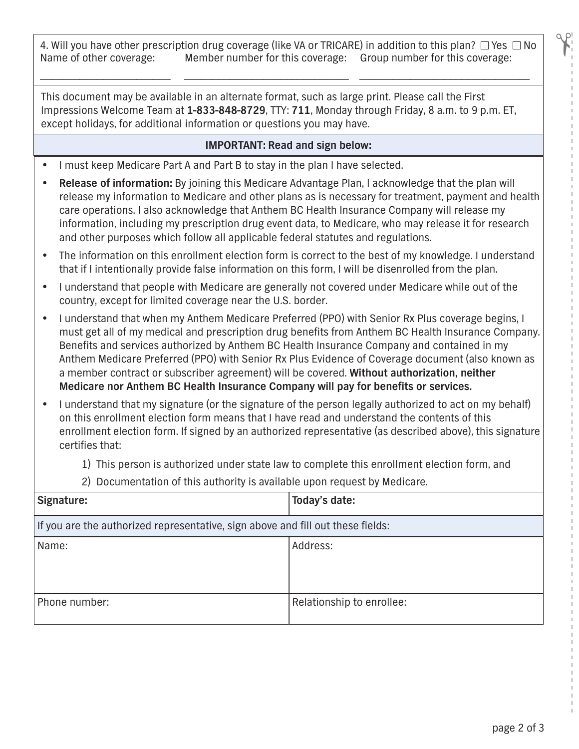4. Will you have other prescription drug coverage (like VA or TRICARE) in addition to this plan? ☐ Yes ☐ No

| Name of other coverage: | Member number for this coverage: | Group number for this coverage: |
|---|---|---|
| ______________________ | ____________________________ | _____________________________ |

This document may be available in an alternate format, such as large print. Please call the First Impressions Welcome Team at **1-833-848-8729**, TTY: **711**, Monday through Friday, 8 a.m. to 9 p.m. ET, except holidays, for additional information or questions you may have.

**IMPORTANT: Read and sign below:**

- I must keep Medicare Part A and Part B to stay in the plan I have selected.
- **Release of information:** By joining this Medicare Advantage Plan, I acknowledge that the plan will release my information to Medicare and other plans as is necessary for treatment, payment and health care operations. I also acknowledge that Anthem BC Health Insurance Company will release my information, including my prescription drug event data, to Medicare, who may release it for research and other purposes which follow all applicable federal statutes and regulations.
- The information on this enrollment election form is correct to the best of my knowledge. I understand that if I intentionally provide false information on this form, I will be disenrolled from the plan.
- I understand that people with Medicare are generally not covered under Medicare while out of the country, except for limited coverage near the U.S. border.
- I understand that when my Anthem Medicare Preferred (PPO) with Senior Rx Plus coverage begins, I must get all of my medical and prescription drug benefits from Anthem BC Health Insurance Company. Benefits and services authorized by Anthem BC Health Insurance Company and contained in my Anthem Medicare Preferred (PPO) with Senior Rx Plus Evidence of Coverage document (also known as a member contract or subscriber agreement) will be covered. **Without authorization, neither Medicare nor Anthem BC Health Insurance Company will pay for benefits or services.**
- I understand that my signature (or the signature of the person legally authorized to act on my behalf) on this enrollment election form means that I have read and understand the contents of this enrollment election form. If signed by an authorized representative (as described above), this signature certifies that:
  1) This person is authorized under state law to complete this enrollment election form, and
  2) Documentation of this authority is available upon request by Medicare.

| **Signature:** | **Today's date:** |
|---|---|
| If you are the authorized representative, sign above and fill out these fields: | |
| Name: | Address: |
| Phone number: | Relationship to enrollee: |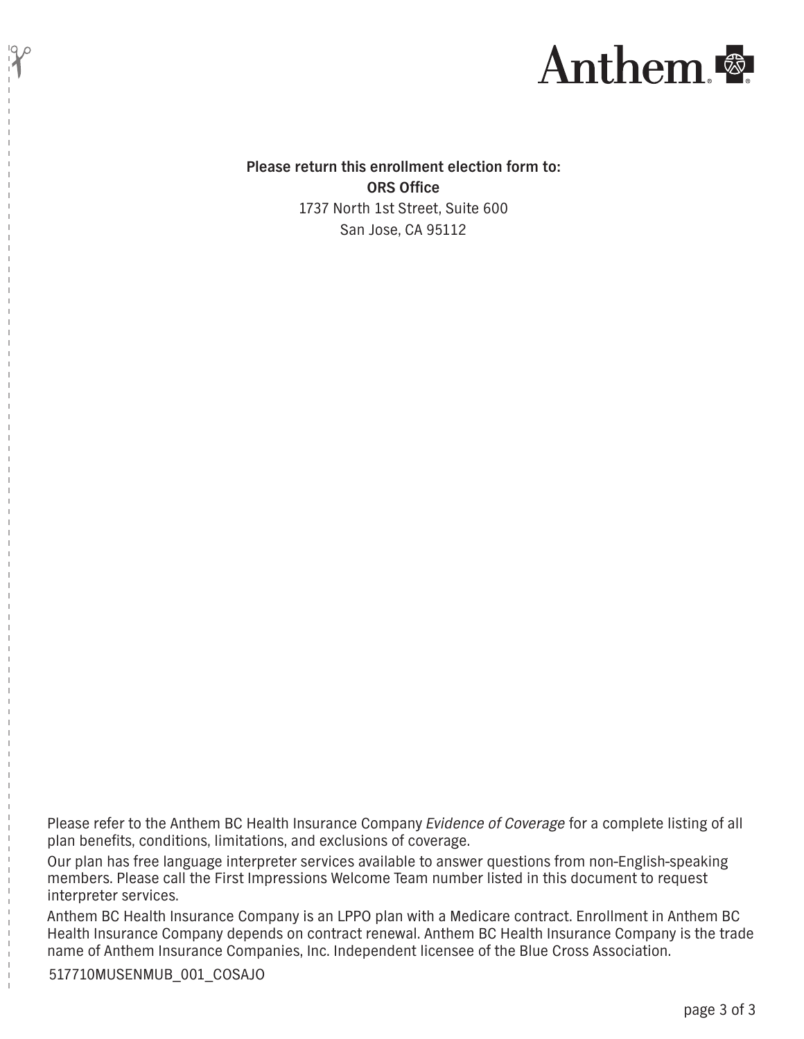Anthem

**Please return this enrollment election form to:**
**ORS Office**
1737 North 1st Street, Suite 600
San Jose, CA 95112

Please refer to the Anthem BC Health Insurance Company *Evidence of Coverage* for a complete listing of all plan benefits, conditions, limitations, and exclusions of coverage.

Our plan has free language interpreter services available to answer questions from non-English-speaking members. Please call the First Impressions Welcome Team number listed in this document to request interpreter services.

Anthem BC Health Insurance Company is an LPPO plan with a Medicare contract. Enrollment in Anthem BC Health Insurance Company depends on contract renewal. Anthem BC Health Insurance Company is the trade name of Anthem Insurance Companies, Inc. Independent licensee of the Blue Cross Association.

517710MUSENMUB_001_COSAJO